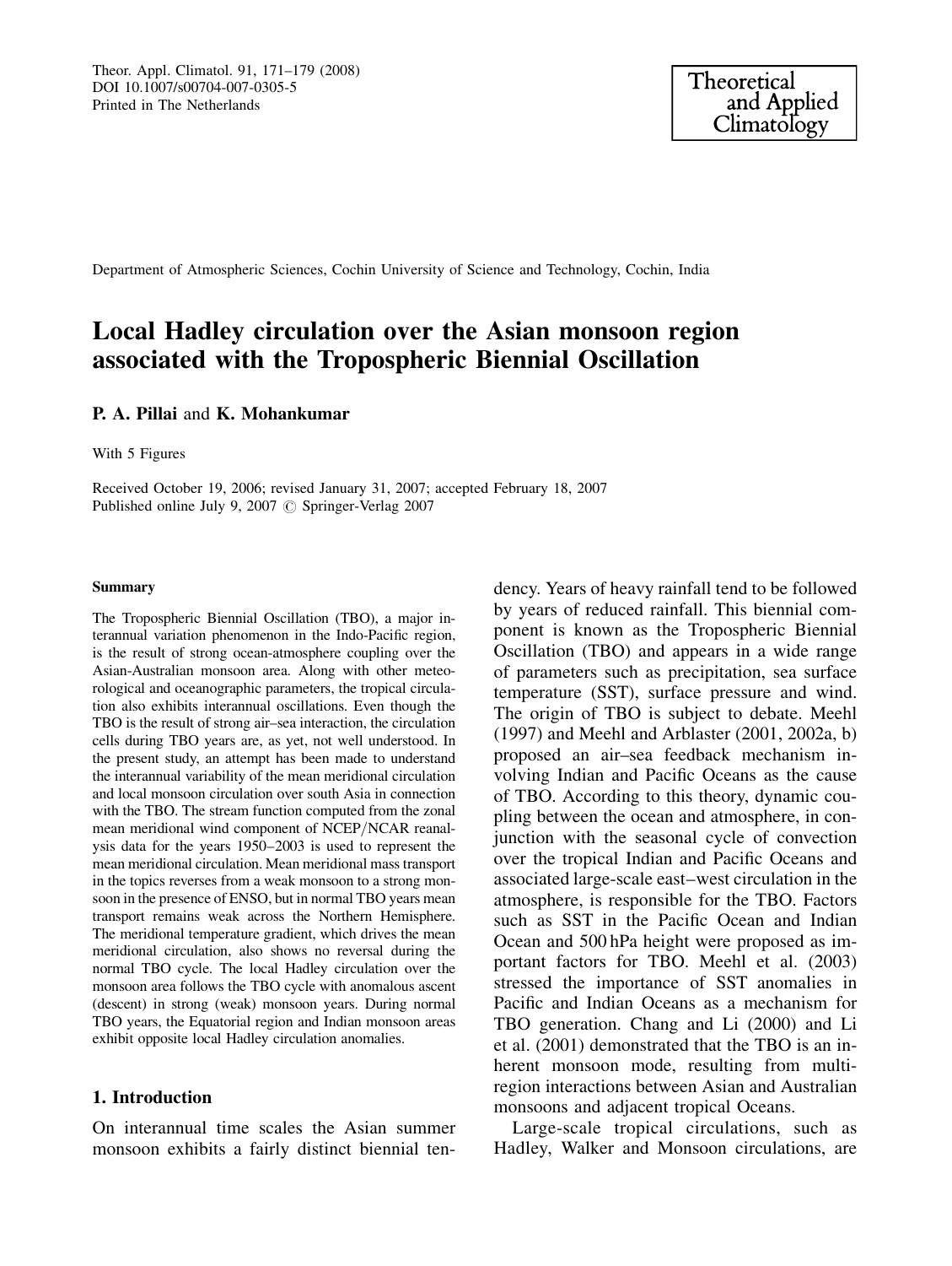Department of Atmospheric Sciences, Cochin University of Science and Technology, Cochin, India

# Local Hadley circulation over the Asian monsoon region associated with the Tropospheric Biennial Oscillation

**P. A. Pillai** and **K. Mohankumar**

With 5 Figures

Received October 19, 2006; revised January 31, 2007; accepted February 18, 2007
Published online July 9, 2007 © Springer-Verlag 2007

#### Summary

The Tropospheric Biennial Oscillation (TBO), a major interannual variation phenomenon in the Indo-Pacific region, is the result of strong ocean-atmosphere coupling over the Asian-Australian monsoon area. Along with other meteorological and oceanographic parameters, the tropical circulation also exhibits interannual oscillations. Even though the TBO is the result of strong air–sea interaction, the circulation cells during TBO years are, as yet, not well understood. In the present study, an attempt has been made to understand the interannual variability of the mean meridional circulation and local monsoon circulation over south Asia in connection with the TBO. The stream function computed from the zonal mean meridional wind component of NCEP/NCAR reanalysis data for the years 1950–2003 is used to represent the mean meridional circulation. Mean meridional mass transport in the topics reverses from a weak monsoon to a strong monsoon in the presence of ENSO, but in normal TBO years mean transport remains weak across the Northern Hemisphere. The meridional temperature gradient, which drives the mean meridional circulation, also shows no reversal during the normal TBO cycle. The local Hadley circulation over the monsoon area follows the TBO cycle with anomalous ascent (descent) in strong (weak) monsoon years. During normal TBO years, the Equatorial region and Indian monsoon areas exhibit opposite local Hadley circulation anomalies.

## 1. Introduction

On interannual time scales the Asian summer monsoon exhibits a fairly distinct biennial tendency. Years of heavy rainfall tend to be followed by years of reduced rainfall. This biennial component is known as the Tropospheric Biennial Oscillation (TBO) and appears in a wide range of parameters such as precipitation, sea surface temperature (SST), surface pressure and wind. The origin of TBO is subject to debate. Meehl (1997) and Meehl and Arblaster (2001, 2002a, b) proposed an air–sea feedback mechanism involving Indian and Pacific Oceans as the cause of TBO. According to this theory, dynamic coupling between the ocean and atmosphere, in conjunction with the seasonal cycle of convection over the tropical Indian and Pacific Oceans and associated large-scale east–west circulation in the atmosphere, is responsible for the TBO. Factors such as SST in the Pacific Ocean and Indian Ocean and 500 hPa height were proposed as important factors for TBO. Meehl et al. (2003) stressed the importance of SST anomalies in Pacific and Indian Oceans as a mechanism for TBO generation. Chang and Li (2000) and Li et al. (2001) demonstrated that the TBO is an inherent monsoon mode, resulting from multi-region interactions between Asian and Australian monsoons and adjacent tropical Oceans.

Large-scale tropical circulations, such as Hadley, Walker and Monsoon circulations, are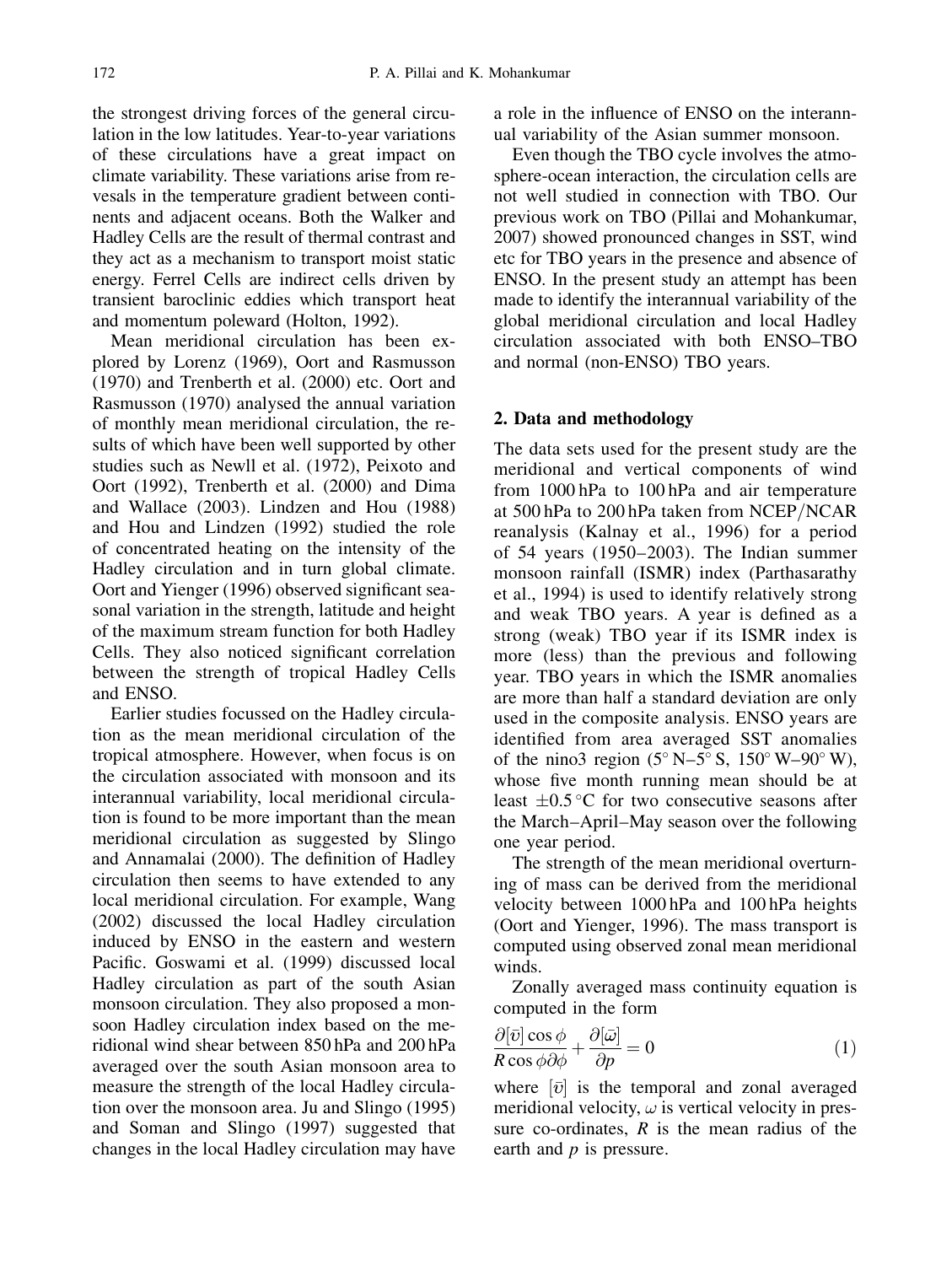the strongest driving forces of the general circulation in the low latitudes. Year-to-year variations of these circulations have a great impact on climate variability. These variations arise from revesals in the temperature gradient between continents and adjacent oceans. Both the Walker and Hadley Cells are the result of thermal contrast and they act as a mechanism to transport moist static energy. Ferrel Cells are indirect cells driven by transient baroclinic eddies which transport heat and momentum poleward (Holton, 1992).

Mean meridional circulation has been explored by Lorenz (1969), Oort and Rasmusson (1970) and Trenberth et al. (2000) etc. Oort and Rasmusson (1970) analysed the annual variation of monthly mean meridional circulation, the results of which have been well supported by other studies such as Newll et al. (1972), Peixoto and Oort (1992), Trenberth et al. (2000) and Dima and Wallace (2003). Lindzen and Hou (1988) and Hou and Lindzen (1992) studied the role of concentrated heating on the intensity of the Hadley circulation and in turn global climate. Oort and Yienger (1996) observed significant seasonal variation in the strength, latitude and height of the maximum stream function for both Hadley Cells. They also noticed significant correlation between the strength of tropical Hadley Cells and ENSO.

Earlier studies focussed on the Hadley circulation as the mean meridional circulation of the tropical atmosphere. However, when focus is on the circulation associated with monsoon and its interannual variability, local meridional circulation is found to be more important than the mean meridional circulation as suggested by Slingo and Annamalai (2000). The definition of Hadley circulation then seems to have extended to any local meridional circulation. For example, Wang (2002) discussed the local Hadley circulation induced by ENSO in the eastern and western Pacific. Goswami et al. (1999) discussed local Hadley circulation as part of the south Asian monsoon circulation. They also proposed a monsoon Hadley circulation index based on the meridional wind shear between 850 hPa and 200 hPa averaged over the south Asian monsoon area to measure the strength of the local Hadley circulation over the monsoon area. Ju and Slingo (1995) and Soman and Slingo (1997) suggested that changes in the local Hadley circulation may have a role in the influence of ENSO on the interannual variability of the Asian summer monsoon.

Even though the TBO cycle involves the atmosphere-ocean interaction, the circulation cells are not well studied in connection with TBO. Our previous work on TBO (Pillai and Mohankumar, 2007) showed pronounced changes in SST, wind etc for TBO years in the presence and absence of ENSO. In the present study an attempt has been made to identify the interannual variability of the global meridional circulation and local Hadley circulation associated with both ENSO–TBO and normal (non-ENSO) TBO years.

## 2. Data and methodology

The data sets used for the present study are the meridional and vertical components of wind from 1000 hPa to 100 hPa and air temperature at 500 hPa to 200 hPa taken from NCEP/NCAR reanalysis (Kalnay et al., 1996) for a period of 54 years (1950–2003). The Indian summer monsoon rainfall (ISMR) index (Parthasarathy et al., 1994) is used to identify relatively strong and weak TBO years. A year is defined as a strong (weak) TBO year if its ISMR index is more (less) than the previous and following year. TBO years in which the ISMR anomalies are more than half a standard deviation are only used in the composite analysis. ENSO years are identified from area averaged SST anomalies of the nino3 region (5° N–5° S, 150° W–90° W), whose five month running mean should be at least $\pm 0.5\,°C$ for two consecutive seasons after the March–April–May season over the following one year period.

The strength of the mean meridional overturning of mass can be derived from the meridional velocity between 1000 hPa and 100 hPa heights (Oort and Yienger, 1996). The mass transport is computed using observed zonal mean meridional winds.

Zonally averaged mass continuity equation is computed in the form

$$\frac{\partial [\bar{v}] \cos\phi}{R \cos\phi \partial\phi} + \frac{\partial [\bar{\omega}]}{\partial p} = 0 \tag{1}$$

where $[\bar{v}]$ is the temporal and zonal averaged meridional velocity, $\omega$ is vertical velocity in pressure co-ordinates, $R$ is the mean radius of the earth and $p$ is pressure.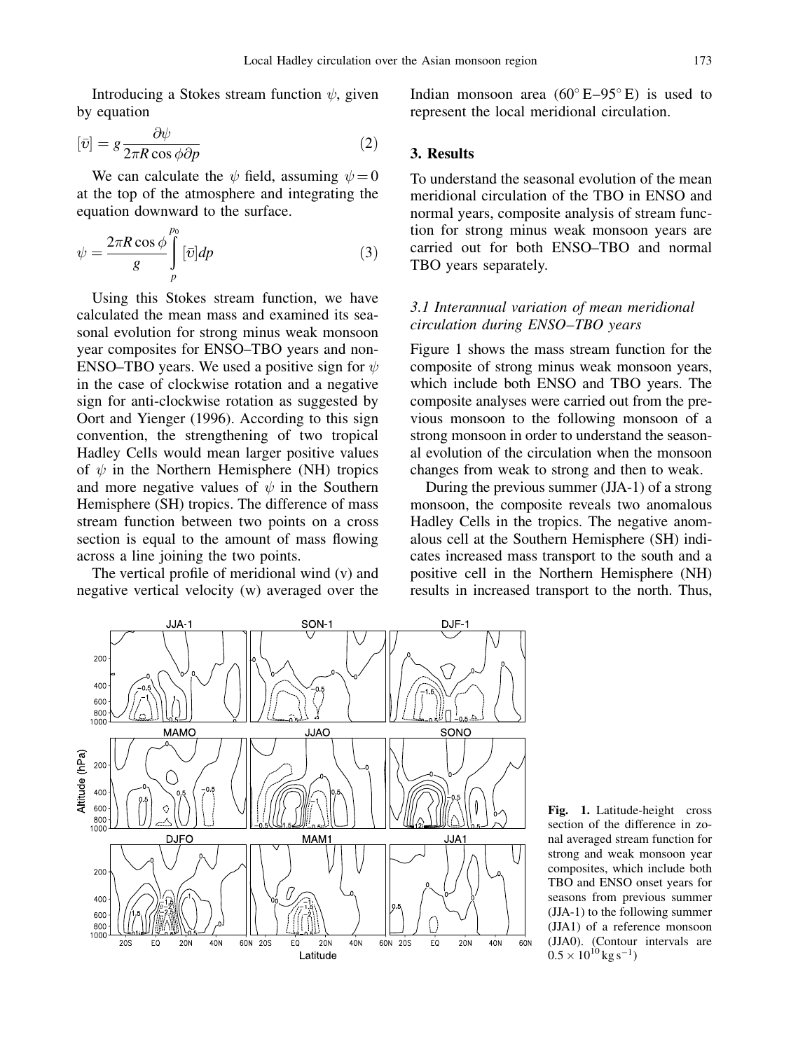Introducing a Stokes stream function $\psi$, given by equation

$$[\bar{v}] = g\frac{\partial \psi}{2\pi R\cos\phi\partial p} \tag{2}$$

We can calculate the $\psi$ field, assuming $\psi = 0$ at the top of the atmosphere and integrating the equation downward to the surface.

$$\psi = \frac{2\pi R\cos\phi}{g}\int_{p}^{p_0}[\bar{v}]dp \tag{3}$$

Using this Stokes stream function, we have calculated the mean mass and examined its seasonal evolution for strong minus weak monsoon year composites for ENSO–TBO years and non-ENSO–TBO years. We used a positive sign for $\psi$ in the case of clockwise rotation and a negative sign for anti-clockwise rotation as suggested by Oort and Yienger (1996). According to this sign convention, the strengthening of two tropical Hadley Cells would mean larger positive values of $\psi$ in the Northern Hemisphere (NH) tropics and more negative values of $\psi$ in the Southern Hemisphere (SH) tropics. The difference of mass stream function between two points on a cross section is equal to the amount of mass flowing across a line joining the two points.

The vertical profile of meridional wind (v) and negative vertical velocity (w) averaged over the Indian monsoon area (60° E–95° E) is used to represent the local meridional circulation.

## 3. Results

To understand the seasonal evolution of the mean meridional circulation of the TBO in ENSO and normal years, composite analysis of stream function for strong minus weak monsoon years are carried out for both ENSO–TBO and normal TBO years separately.

### 3.1 Interannual variation of mean meridional circulation during ENSO–TBO years

Figure 1 shows the mass stream function for the composite of strong minus weak monsoon years, which include both ENSO and TBO years. The composite analyses were carried out from the previous monsoon to the following monsoon of a strong monsoon in order to understand the seasonal evolution of the circulation when the monsoon changes from weak to strong and then to weak.

During the previous summer (JJA-1) of a strong monsoon, the composite reveals two anomalous Hadley Cells in the tropics. The negative anomalous cell at the Southern Hemisphere (SH) indicates increased mass transport to the south and a positive cell in the Northern Hemisphere (NH) results in increased transport to the north. Thus,

**Fig. 1.** Latitude-height cross section of the difference in zonal averaged stream function for strong and weak monsoon year composites, which include both TBO and ENSO onset years for seasons from previous summer (JJA-1) to the following summer (JJA1) of a reference monsoon (JJA0). (Contour intervals are $0.5 \times 10^{10}\,\mathrm{kg\,s^{-1}}$)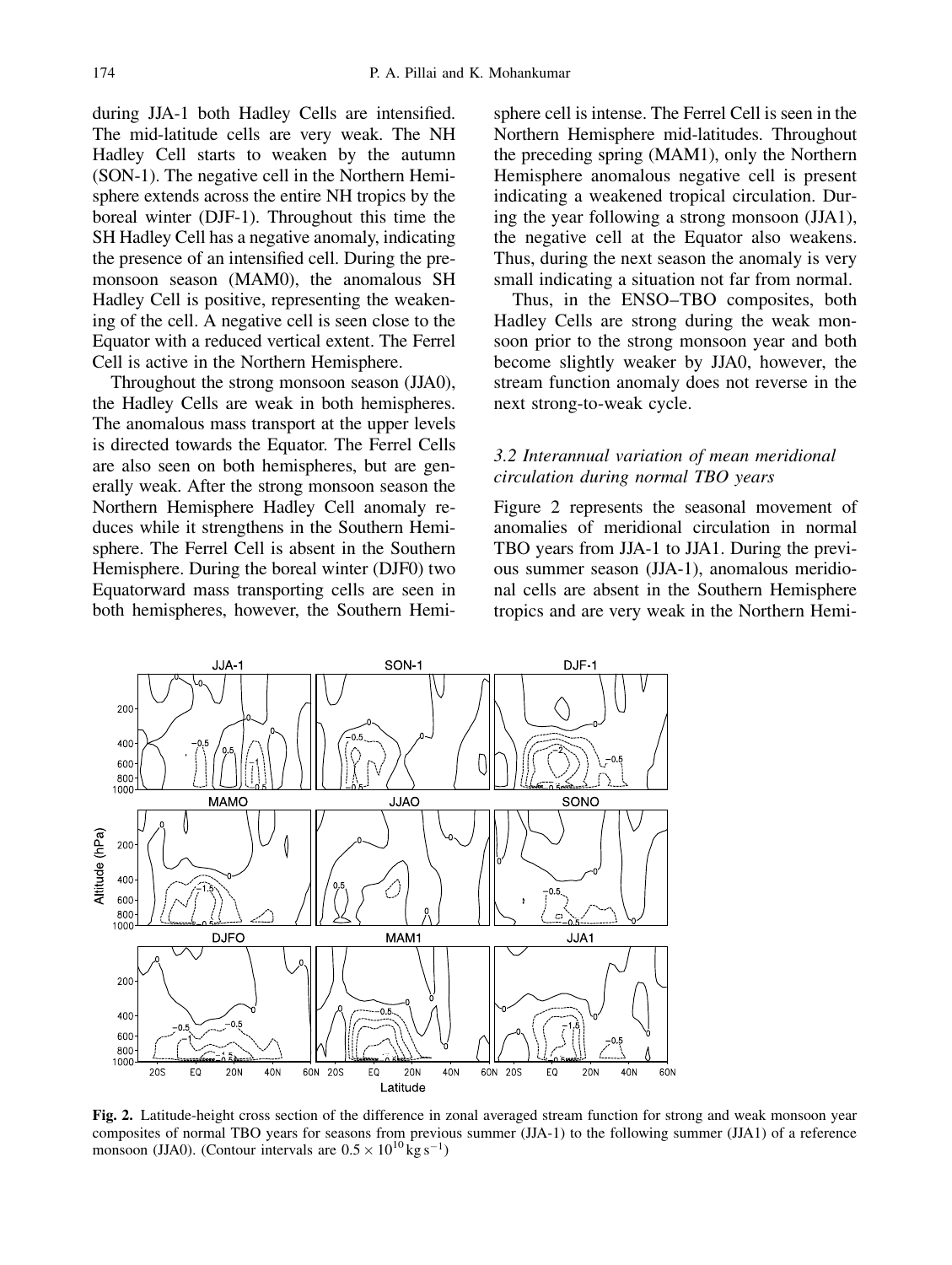during JJA-1 both Hadley Cells are intensified. The mid-latitude cells are very weak. The NH Hadley Cell starts to weaken by the autumn (SON-1). The negative cell in the Northern Hemisphere extends across the entire NH tropics by the boreal winter (DJF-1). Throughout this time the SH Hadley Cell has a negative anomaly, indicating the presence of an intensified cell. During the pre-monsoon season (MAM0), the anomalous SH Hadley Cell is positive, representing the weakening of the cell. A negative cell is seen close to the Equator with a reduced vertical extent. The Ferrel Cell is active in the Northern Hemisphere.

Throughout the strong monsoon season (JJA0), the Hadley Cells are weak in both hemispheres. The anomalous mass transport at the upper levels is directed towards the Equator. The Ferrel Cells are also seen on both hemispheres, but are generally weak. After the strong monsoon season the Northern Hemisphere Hadley Cell anomaly reduces while it strengthens in the Southern Hemisphere. The Ferrel Cell is absent in the Southern Hemisphere. During the boreal winter (DJF0) two Equatorward mass transporting cells are seen in both hemispheres, however, the Southern Hemisphere cell is intense. The Ferrel Cell is seen in the Northern Hemisphere mid-latitudes. Throughout the preceding spring (MAM1), only the Northern Hemisphere anomalous negative cell is present indicating a weakened tropical circulation. During the year following a strong monsoon (JJA1), the negative cell at the Equator also weakens. Thus, during the next season the anomaly is very small indicating a situation not far from normal.

Thus, in the ENSO–TBO composites, both Hadley Cells are strong during the weak monsoon prior to the strong monsoon year and both become slightly weaker by JJA0, however, the stream function anomaly does not reverse in the next strong-to-weak cycle.

### 3.2 Interannual variation of mean meridional circulation during normal TBO years

Figure 2 represents the seasonal movement of anomalies of meridional circulation in normal TBO years from JJA-1 to JJA1. During the previous summer season (JJA-1), anomalous meridional cells are absent in the Southern Hemisphere tropics and are very weak in the Northern Hemi-

**Fig. 2.** Latitude-height cross section of the difference in zonal averaged stream function for strong and weak monsoon year composites of normal TBO years for seasons from previous summer (JJA-1) to the following summer (JJA1) of a reference monsoon (JJA0). (Contour intervals are $0.5 \times 10^{10}\,\mathrm{kg\,s^{-1}}$)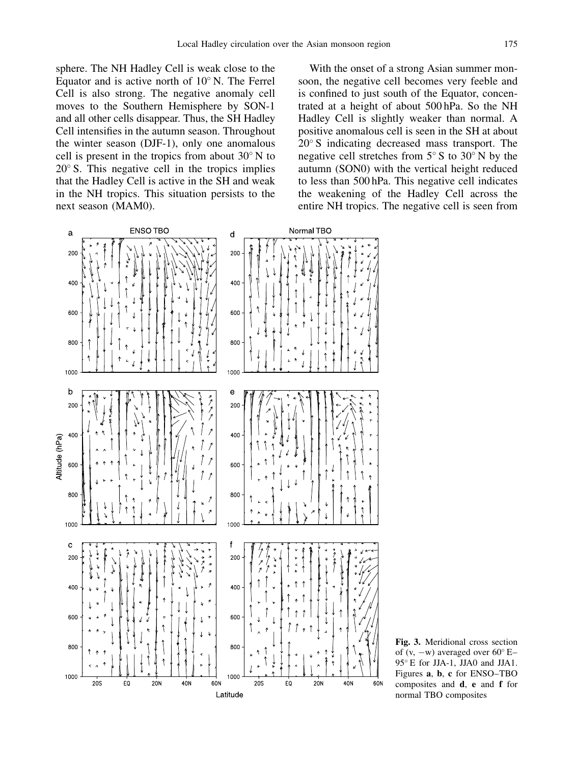sphere. The NH Hadley Cell is weak close to the Equator and is active north of 10° N. The Ferrel Cell is also strong. The negative anomaly cell moves to the Southern Hemisphere by SON-1 and all other cells disappear. Thus, the SH Hadley Cell intensifies in the autumn season. Throughout the winter season (DJF-1), only one anomalous cell is present in the tropics from about 30° N to 20° S. This negative cell in the tropics implies that the Hadley Cell is active in the SH and weak in the NH tropics. This situation persists to the next season (MAM0).

With the onset of a strong Asian summer monsoon, the negative cell becomes very feeble and is confined to just south of the Equator, concentrated at a height of about 500 hPa. So the NH Hadley Cell is slightly weaker than normal. A positive anomalous cell is seen in the SH at about 20° S indicating decreased mass transport. The negative cell stretches from 5° S to 30° N by the autumn (SON0) with the vertical height reduced to less than 500 hPa. This negative cell indicates the weakening of the Hadley Cell across the entire NH tropics. The negative cell is seen from

**Fig. 3.** Meridional cross section of (v, −w) averaged over 60° E–95° E for JJA-1, JJA0 and JJA1. Figures **a**, **b**, **c** for ENSO–TBO composites and **d**, **e** and **f** for normal TBO composites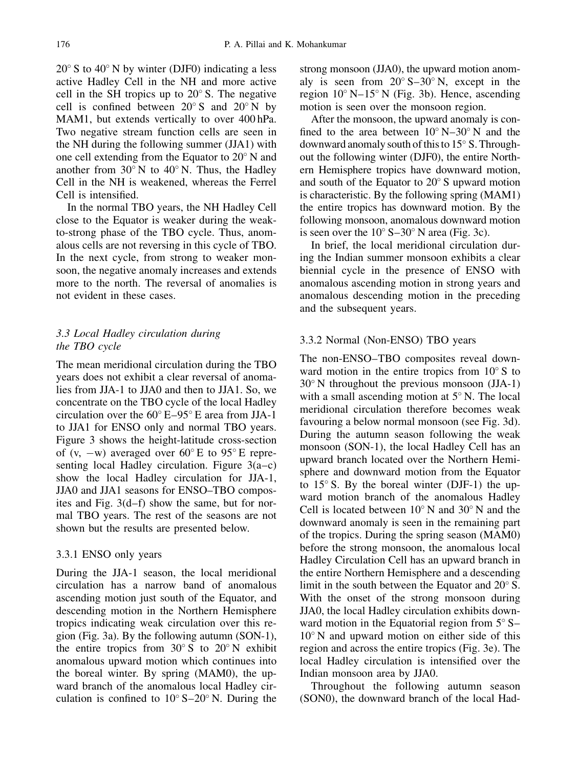20° S to 40° N by winter (DJF0) indicating a less active Hadley Cell in the NH and more active cell in the SH tropics up to 20° S. The negative cell is confined between 20° S and 20° N by MAM1, but extends vertically to over 400 hPa. Two negative stream function cells are seen in the NH during the following summer (JJA1) with one cell extending from the Equator to 20° N and another from 30° N to 40° N. Thus, the Hadley Cell in the NH is weakened, whereas the Ferrel Cell is intensified.

In the normal TBO years, the NH Hadley Cell close to the Equator is weaker during the weak-to-strong phase of the TBO cycle. Thus, anomalous cells are not reversing in this cycle of TBO. In the next cycle, from strong to weaker monsoon, the negative anomaly increases and extends more to the north. The reversal of anomalies is not evident in these cases.

### *3.3 Local Hadley circulation during the TBO cycle*

The mean meridional circulation during the TBO years does not exhibit a clear reversal of anomalies from JJA-1 to JJA0 and then to JJA1. So, we concentrate on the TBO cycle of the local Hadley circulation over the 60° E–95° E area from JJA-1 to JJA1 for ENSO only and normal TBO years. Figure 3 shows the height-latitude cross-section of (v, −w) averaged over 60° E to 95° E representing local Hadley circulation. Figure 3(a–c) show the local Hadley circulation for JJA-1, JJA0 and JJA1 seasons for ENSO–TBO composites and Fig. 3(d–f) show the same, but for normal TBO years. The rest of the seasons are not shown but the results are presented below.

#### 3.3.1 ENSO only years

During the JJA-1 season, the local meridional circulation has a narrow band of anomalous ascending motion just south of the Equator, and descending motion in the Northern Hemisphere tropics indicating weak circulation over this region (Fig. 3a). By the following autumn (SON-1), the entire tropics from 30° S to 20° N exhibit anomalous upward motion which continues into the boreal winter. By spring (MAM0), the upward branch of the anomalous local Hadley circulation is confined to 10° S–20° N. During the strong monsoon (JJA0), the upward motion anomaly is seen from 20° S–30° N, except in the region 10° N–15° N (Fig. 3b). Hence, ascending motion is seen over the monsoon region.

After the monsoon, the upward anomaly is confined to the area between 10° N–30° N and the downward anomaly south of this to 15° S. Throughout the following winter (DJF0), the entire Northern Hemisphere tropics have downward motion, and south of the Equator to 20° S upward motion is characteristic. By the following spring (MAM1) the entire tropics has downward motion. By the following monsoon, anomalous downward motion is seen over the 10° S–30° N area (Fig. 3c).

In brief, the local meridional circulation during the Indian summer monsoon exhibits a clear biennial cycle in the presence of ENSO with anomalous ascending motion in strong years and anomalous descending motion in the preceding and the subsequent years.

#### 3.3.2 Normal (Non-ENSO) TBO years

The non-ENSO–TBO composites reveal downward motion in the entire tropics from 10° S to 30° N throughout the previous monsoon (JJA-1) with a small ascending motion at 5° N. The local meridional circulation therefore becomes weak favouring a below normal monsoon (see Fig. 3d). During the autumn season following the weak monsoon (SON-1), the local Hadley Cell has an upward branch located over the Northern Hemisphere and downward motion from the Equator to 15° S. By the boreal winter (DJF-1) the upward motion branch of the anomalous Hadley Cell is located between 10° N and 30° N and the downward anomaly is seen in the remaining part of the tropics. During the spring season (MAM0) before the strong monsoon, the anomalous local Hadley Circulation Cell has an upward branch in the entire Northern Hemisphere and a descending limit in the south between the Equator and 20° S. With the onset of the strong monsoon during JJA0, the local Hadley circulation exhibits downward motion in the Equatorial region from 5° S–10° N and upward motion on either side of this region and across the entire tropics (Fig. 3e). The local Hadley circulation is intensified over the Indian monsoon area by JJA0.

Throughout the following autumn season (SON0), the downward branch of the local Had-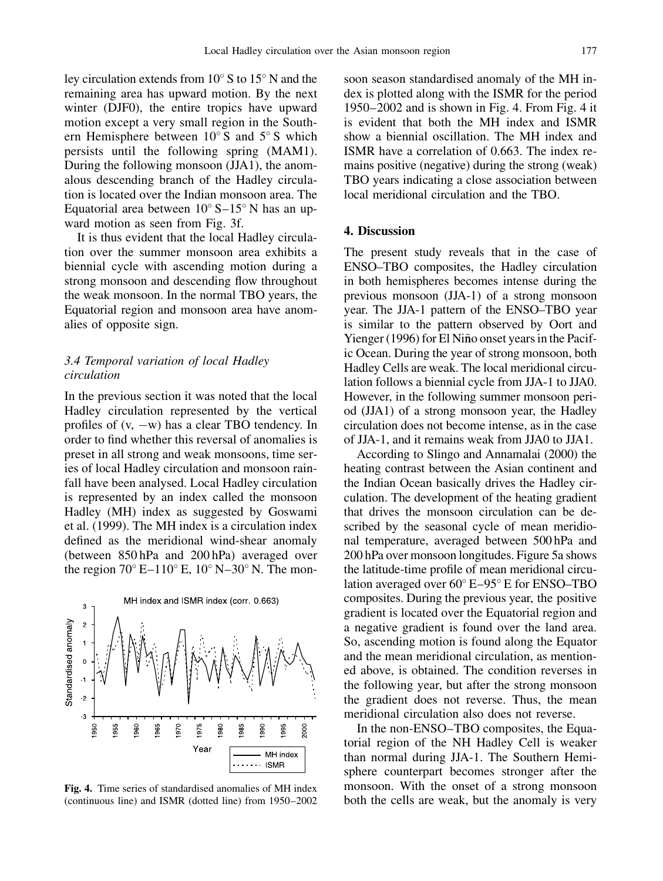ley circulation extends from 10° S to 15° N and the remaining area has upward motion. By the next winter (DJF0), the entire tropics have upward motion except a very small region in the Southern Hemisphere between 10° S and 5° S which persists until the following spring (MAM1). During the following monsoon (JJA1), the anomalous descending branch of the Hadley circulation is located over the Indian monsoon area. The Equatorial area between 10° S–15° N has an upward motion as seen from Fig. 3f.

It is thus evident that the local Hadley circulation over the summer monsoon area exhibits a biennial cycle with ascending motion during a strong monsoon and descending flow throughout the weak monsoon. In the normal TBO years, the Equatorial region and monsoon area have anomalies of opposite sign.

### 3.4 Temporal variation of local Hadley circulation

In the previous section it was noted that the local Hadley circulation represented by the vertical profiles of (v, −w) has a clear TBO tendency. In order to find whether this reversal of anomalies is preset in all strong and weak monsoons, time series of local Hadley circulation and monsoon rainfall have been analysed. Local Hadley circulation is represented by an index called the monsoon Hadley (MH) index as suggested by Goswami et al. (1999). The MH index is a circulation index defined as the meridional wind-shear anomaly (between 850 hPa and 200 hPa) averaged over the region 70° E–110° E, 10° N–30° N. The monsoon season standardised anomaly of the MH index is plotted along with the ISMR for the period 1950–2002 and is shown in Fig. 4. From Fig. 4 it is evident that both the MH index and ISMR show a biennial oscillation. The MH index and ISMR have a correlation of 0.663. The index remains positive (negative) during the strong (weak) TBO years indicating a close association between local meridional circulation and the TBO.

**Fig. 4.** Time series of standardised anomalies of MH index (continuous line) and ISMR (dotted line) from 1950–2002

## 4. Discussion

The present study reveals that in the case of ENSO–TBO composites, the Hadley circulation in both hemispheres becomes intense during the previous monsoon (JJA-1) of a strong monsoon year. The JJA-1 pattern of the ENSO–TBO year is similar to the pattern observed by Oort and Yienger (1996) for El Niño onset years in the Pacific Ocean. During the year of strong monsoon, both Hadley Cells are weak. The local meridional circulation follows a biennial cycle from JJA-1 to JJA0. However, in the following summer monsoon period (JJA1) of a strong monsoon year, the Hadley circulation does not become intense, as in the case of JJA-1, and it remains weak from JJA0 to JJA1.

According to Slingo and Annamalai (2000) the heating contrast between the Asian continent and the Indian Ocean basically drives the Hadley circulation. The development of the heating gradient that drives the monsoon circulation can be described by the seasonal cycle of mean meridional temperature, averaged between 500 hPa and 200 hPa over monsoon longitudes. Figure 5a shows the latitude-time profile of mean meridional circulation averaged over 60° E–95° E for ENSO–TBO composites. During the previous year, the positive gradient is located over the Equatorial region and a negative gradient is found over the land area. So, ascending motion is found along the Equator and the mean meridional circulation, as mentioned above, is obtained. The condition reverses in the following year, but after the strong monsoon the gradient does not reverse. Thus, the mean meridional circulation also does not reverse.

In the non-ENSO–TBO composites, the Equatorial region of the NH Hadley Cell is weaker than normal during JJA-1. The Southern Hemisphere counterpart becomes stronger after the monsoon. With the onset of a strong monsoon both the cells are weak, but the anomaly is very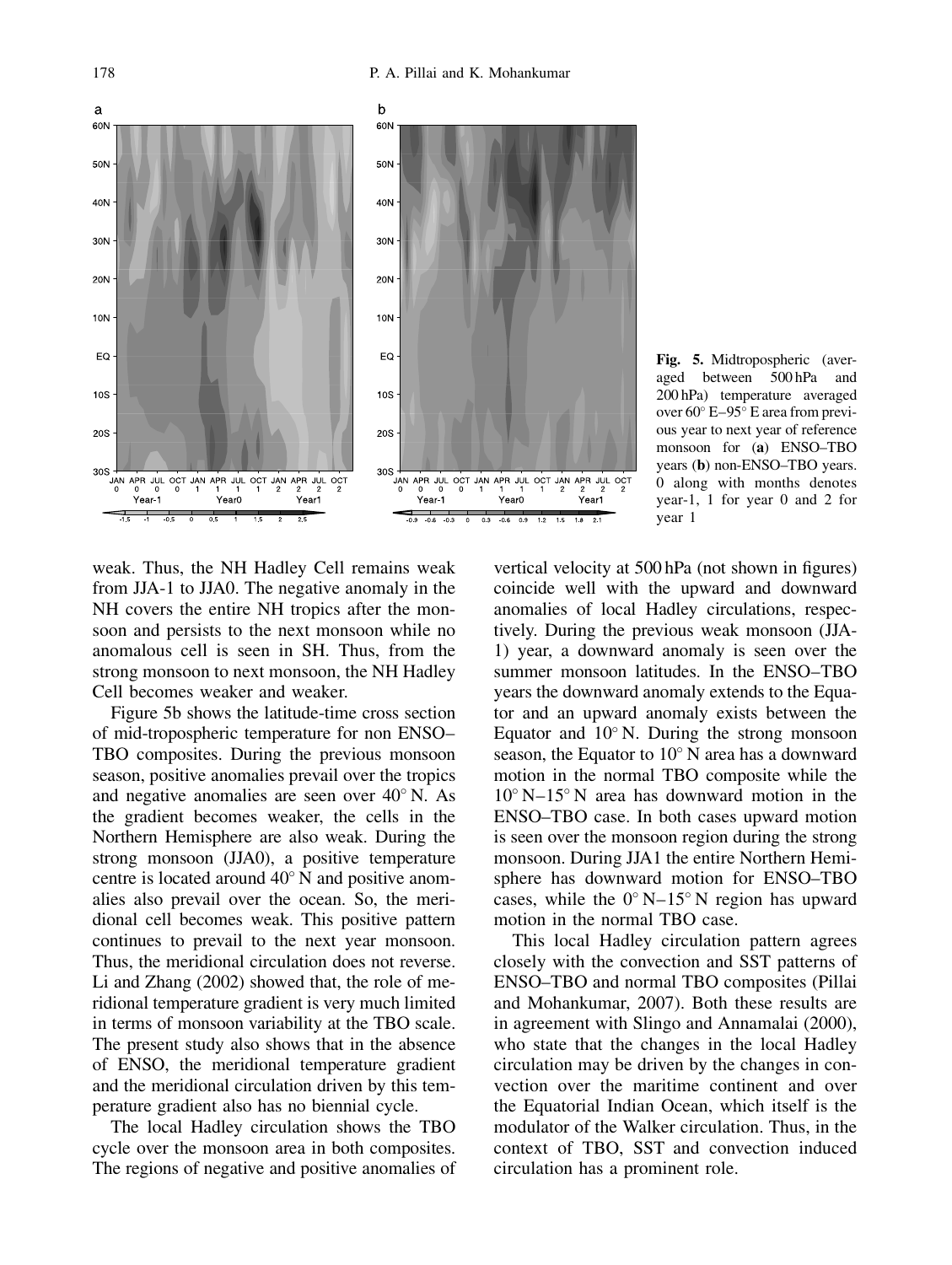**Fig. 5.** Midtropospheric (averaged between 500 hPa and 200 hPa) temperature averaged over 60° E–95° E area from previous year to next year of reference monsoon for (**a**) ENSO–TBO years (**b**) non-ENSO–TBO years. 0 along with months denotes year-1, 1 for year 0 and 2 for year 1

weak. Thus, the NH Hadley Cell remains weak from JJA-1 to JJA0. The negative anomaly in the NH covers the entire NH tropics after the monsoon and persists to the next monsoon while no anomalous cell is seen in SH. Thus, from the strong monsoon to next monsoon, the NH Hadley Cell becomes weaker and weaker.

Figure 5b shows the latitude-time cross section of mid-tropospheric temperature for non ENSO–TBO composites. During the previous monsoon season, positive anomalies prevail over the tropics and negative anomalies are seen over 40° N. As the gradient becomes weaker, the cells in the Northern Hemisphere are also weak. During the strong monsoon (JJA0), a positive temperature centre is located around 40° N and positive anomalies also prevail over the ocean. So, the meridional cell becomes weak. This positive pattern continues to prevail to the next year monsoon. Thus, the meridional circulation does not reverse. Li and Zhang (2002) showed that, the role of meridional temperature gradient is very much limited in terms of monsoon variability at the TBO scale. The present study also shows that in the absence of ENSO, the meridional temperature gradient and the meridional circulation driven by this temperature gradient also has no biennial cycle.

The local Hadley circulation shows the TBO cycle over the monsoon area in both composites. The regions of negative and positive anomalies of vertical velocity at 500 hPa (not shown in figures) coincide well with the upward and downward anomalies of local Hadley circulations, respectively. During the previous weak monsoon (JJA-1) year, a downward anomaly is seen over the summer monsoon latitudes. In the ENSO–TBO years the downward anomaly extends to the Equator and an upward anomaly exists between the Equator and 10° N. During the strong monsoon season, the Equator to 10° N area has a downward motion in the normal TBO composite while the 10° N–15° N area has downward motion in the ENSO–TBO case. In both cases upward motion is seen over the monsoon region during the strong monsoon. During JJA1 the entire Northern Hemisphere has downward motion for ENSO–TBO cases, while the 0° N–15° N region has upward motion in the normal TBO case.

This local Hadley circulation pattern agrees closely with the convection and SST patterns of ENSO–TBO and normal TBO composites (Pillai and Mohankumar, 2007). Both these results are in agreement with Slingo and Annamalai (2000), who state that the changes in the local Hadley circulation may be driven by the changes in convection over the maritime continent and over the Equatorial Indian Ocean, which itself is the modulator of the Walker circulation. Thus, in the context of TBO, SST and convection induced circulation has a prominent role.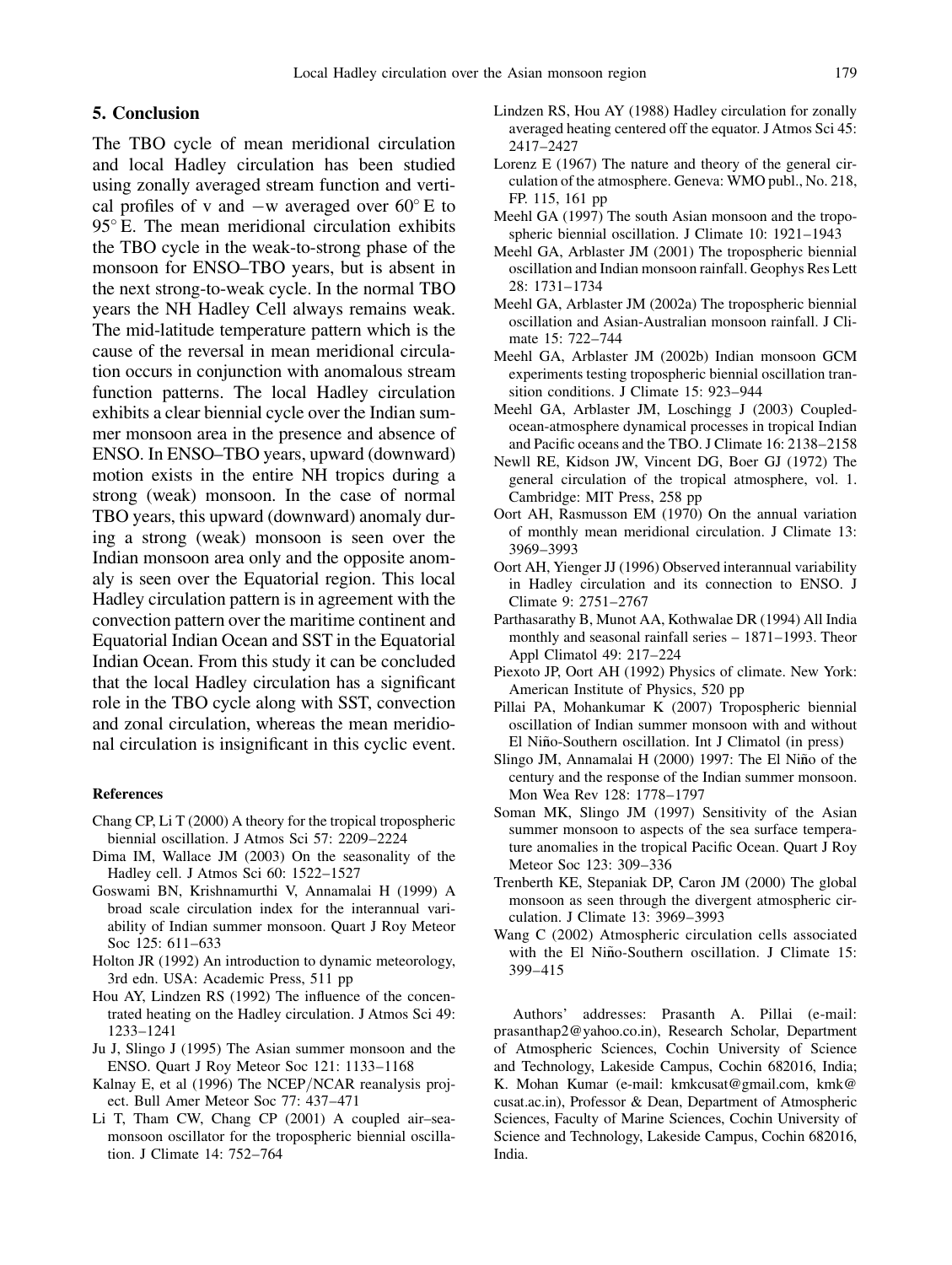## 5. Conclusion

The TBO cycle of mean meridional circulation and local Hadley circulation has been studied using zonally averaged stream function and vertical profiles of v and $-w$ averaged over $60^\circ$ E to $95^\circ$ E. The mean meridional circulation exhibits the TBO cycle in the weak-to-strong phase of the monsoon for ENSO–TBO years, but is absent in the next strong-to-weak cycle. In the normal TBO years the NH Hadley Cell always remains weak. The mid-latitude temperature pattern which is the cause of the reversal in mean meridional circulation occurs in conjunction with anomalous stream function patterns. The local Hadley circulation exhibits a clear biennial cycle over the Indian summer monsoon area in the presence and absence of ENSO. In ENSO–TBO years, upward (downward) motion exists in the entire NH tropics during a strong (weak) monsoon. In the case of normal TBO years, this upward (downward) anomaly during a strong (weak) monsoon is seen over the Indian monsoon area only and the opposite anomaly is seen over the Equatorial region. This local Hadley circulation pattern is in agreement with the convection pattern over the maritime continent and Equatorial Indian Ocean and SST in the Equatorial Indian Ocean. From this study it can be concluded that the local Hadley circulation has a significant role in the TBO cycle along with SST, convection and zonal circulation, whereas the mean meridional circulation is insignificant in this cyclic event.

### References

Chang CP, Li T (2000) A theory for the tropical tropospheric biennial oscillation. J Atmos Sci 57: 2209–2224

Dima IM, Wallace JM (2003) On the seasonality of the Hadley cell. J Atmos Sci 60: 1522–1527

Goswami BN, Krishnamurthi V, Annamalai H (1999) A broad scale circulation index for the interannual variability of Indian summer monsoon. Quart J Roy Meteor Soc 125: 611–633

Holton JR (1992) An introduction to dynamic meteorology, 3rd edn. USA: Academic Press, 511 pp

Hou AY, Lindzen RS (1992) The influence of the concentrated heating on the Hadley circulation. J Atmos Sci 49: 1233–1241

Ju J, Slingo J (1995) The Asian summer monsoon and the ENSO. Quart J Roy Meteor Soc 121: 1133–1168

Kalnay E, et al (1996) The NCEP/NCAR reanalysis project. Bull Amer Meteor Soc 77: 437–471

Li T, Tham CW, Chang CP (2001) A coupled air–sea-monsoon oscillator for the tropospheric biennial oscillation. J Climate 14: 752–764

Lindzen RS, Hou AY (1988) Hadley circulation for zonally averaged heating centered off the equator. J Atmos Sci 45: 2417–2427

Lorenz E (1967) The nature and theory of the general circulation of the atmosphere. Geneva: WMO publ., No. 218, FP. 115, 161 pp

Meehl GA (1997) The south Asian monsoon and the tropospheric biennial oscillation. J Climate 10: 1921–1943

Meehl GA, Arblaster JM (2001) The tropospheric biennial oscillation and Indian monsoon rainfall. Geophys Res Lett 28: 1731–1734

Meehl GA, Arblaster JM (2002a) The tropospheric biennial oscillation and Asian-Australian monsoon rainfall. J Climate 15: 722–744

Meehl GA, Arblaster JM (2002b) Indian monsoon GCM experiments testing tropospheric biennial oscillation transition conditions. J Climate 15: 923–944

Meehl GA, Arblaster JM, Loschingg J (2003) Coupled-ocean-atmosphere dynamical processes in tropical Indian and Pacific oceans and the TBO. J Climate 16: 2138–2158

Newll RE, Kidson JW, Vincent DG, Boer GJ (1972) The general circulation of the tropical atmosphere, vol. 1. Cambridge: MIT Press, 258 pp

Oort AH, Rasmusson EM (1970) On the annual variation of monthly mean meridional circulation. J Climate 13: 3969–3993

Oort AH, Yienger JJ (1996) Observed interannual variability in Hadley circulation and its connection to ENSO. J Climate 9: 2751–2767

Parthasarathy B, Munot AA, Kothwalae DR (1994) All India monthly and seasonal rainfall series – 1871–1993. Theor Appl Climatol 49: 217–224

Piexoto JP, Oort AH (1992) Physics of climate. New York: American Institute of Physics, 520 pp

Pillai PA, Mohankumar K (2007) Tropospheric biennial oscillation of Indian summer monsoon with and without El Niño-Southern oscillation. Int J Climatol (in press)

Slingo JM, Annamalai H (2000) 1997: The El Niño of the century and the response of the Indian summer monsoon. Mon Wea Rev 128: 1778–1797

Soman MK, Slingo JM (1997) Sensitivity of the Asian summer monsoon to aspects of the sea surface temperature anomalies in the tropical Pacific Ocean. Quart J Roy Meteor Soc 123: 309–336

Trenberth KE, Stepaniak DP, Caron JM (2000) The global monsoon as seen through the divergent atmospheric circulation. J Climate 13: 3969–3993

Wang C (2002) Atmospheric circulation cells associated with the El Niño-Southern oscillation. J Climate 15: 399–415

Authors' addresses: Prasanth A. Pillai (e-mail: prasanthap2@yahoo.co.in), Research Scholar, Department of Atmospheric Sciences, Cochin University of Science and Technology, Lakeside Campus, Cochin 682016, India; K. Mohan Kumar (e-mail: kmkcusat@gmail.com, kmk@cusat.ac.in), Professor & Dean, Department of Atmospheric Sciences, Faculty of Marine Sciences, Cochin University of Science and Technology, Lakeside Campus, Cochin 682016, India.